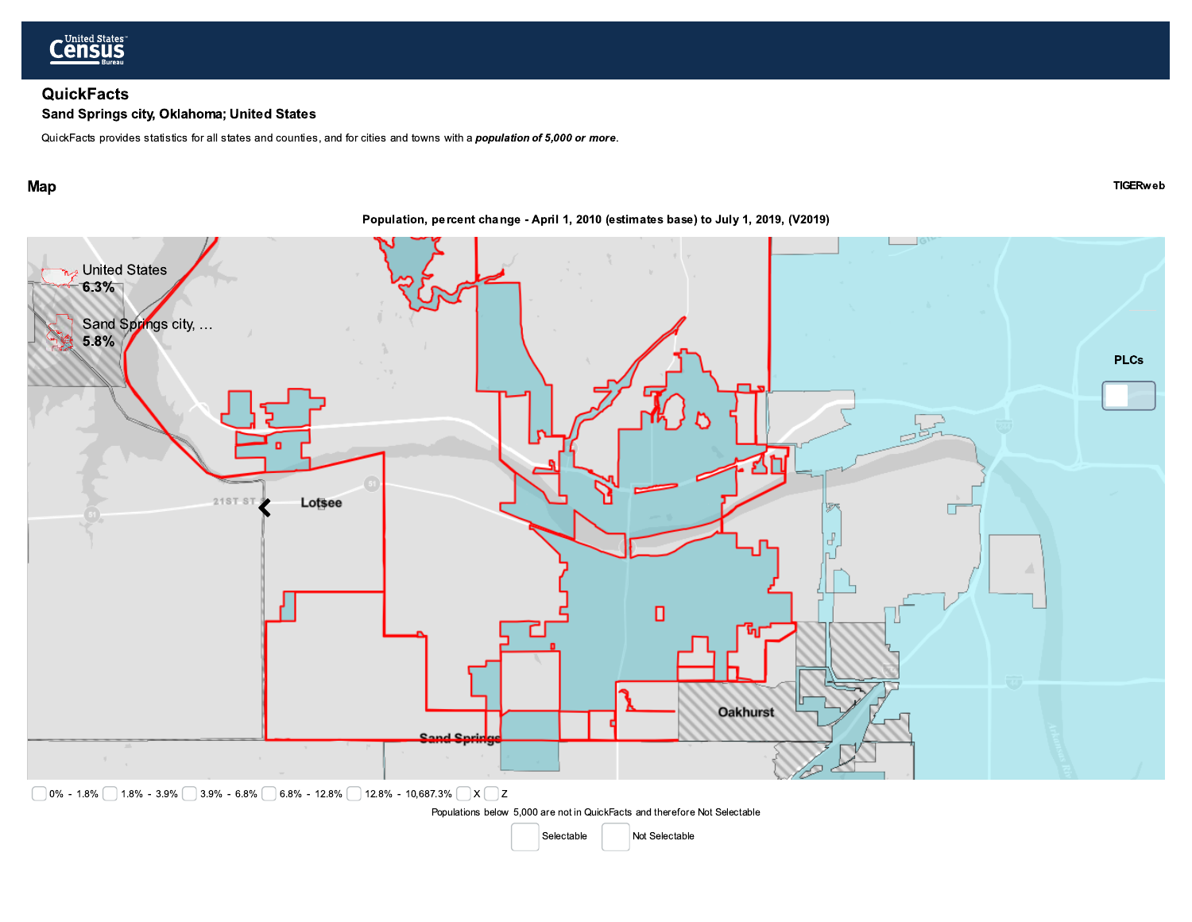# QuickFacts

## Sand Springs city, Oklahoma; United States

QuickFacts provides statistics for all states and counties, and for cities and towns with a ***population of 5,000 or more***.

## Map

TIGERweb

**Population, percent change - April 1, 2010 (estimates base) to July 1, 2019, (V2019)**

United States
**6.3%**

Sand Springs city, ...
**5.8%**

PLCs

Lotsee

Oakhurst

Sand Springs

0% - 1.8% | 1.8% - 3.9% | 3.9% - 6.8% | 6.8% - 12.8% | 12.8% - 10,687.3% | X | Z

Populations below 5,000 are not in QuickFacts and therefore Not Selectable

Selectable | Not Selectable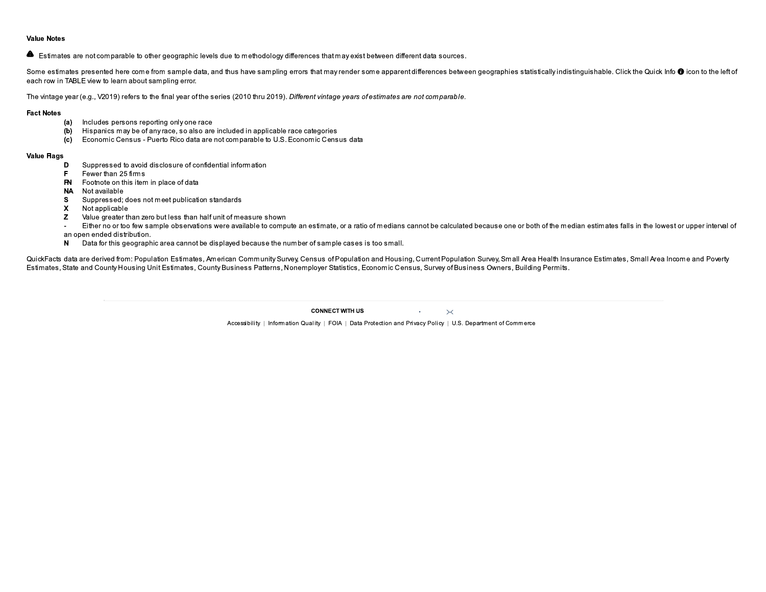**Value Notes**

⚠ Estimates are not comparable to other geographic levels due to methodology differences that may exist between different data sources.

Some estimates presented here come from sample data, and thus have sampling errors that may render some apparent differences between geographies statistically indistinguishable. Click the Quick Info ℹ icon to the left of each row in TABLE view to learn about sampling error.

The vintage year (e.g., V2019) refers to the final year of the series (2010 thru 2019). *Different vintage years of estimates are not comparable.*

**Fact Notes**

- **(a)** Includes persons reporting only one race
- **(b)** Hispanics may be of any race, so also are included in applicable race categories
- **(c)** Economic Census - Puerto Rico data are not comparable to U.S. Economic Census data

**Value Flags**

- **D** Suppressed to avoid disclosure of confidential information
- **F** Fewer than 25 firms
- **FN** Footnote on this item in place of data
- **NA** Not available
- **S** Suppressed; does not meet publication standards
- **X** Not applicable
- **Z** Value greater than zero but less than half unit of measure shown
- **-** Either no or too few sample observations were available to compute an estimate, or a ratio of medians cannot be calculated because one or both of the median estimates falls in the lowest or upper interval of an open ended distribution.
- **N** Data for this geographic area cannot be displayed because the number of sample cases is too small.

QuickFacts data are derived from: Population Estimates, American Community Survey, Census of Population and Housing, Current Population Survey, Small Area Health Insurance Estimates, Small Area Income and Poverty Estimates, State and County Housing Unit Estimates, County Business Patterns, Nonemployer Statistics, Economic Census, Survey of Business Owners, Building Permits.

**CONNECT WITH US**

Accessibility | Information Quality | FOIA | Data Protection and Privacy Policy | U.S. Department of Commerce